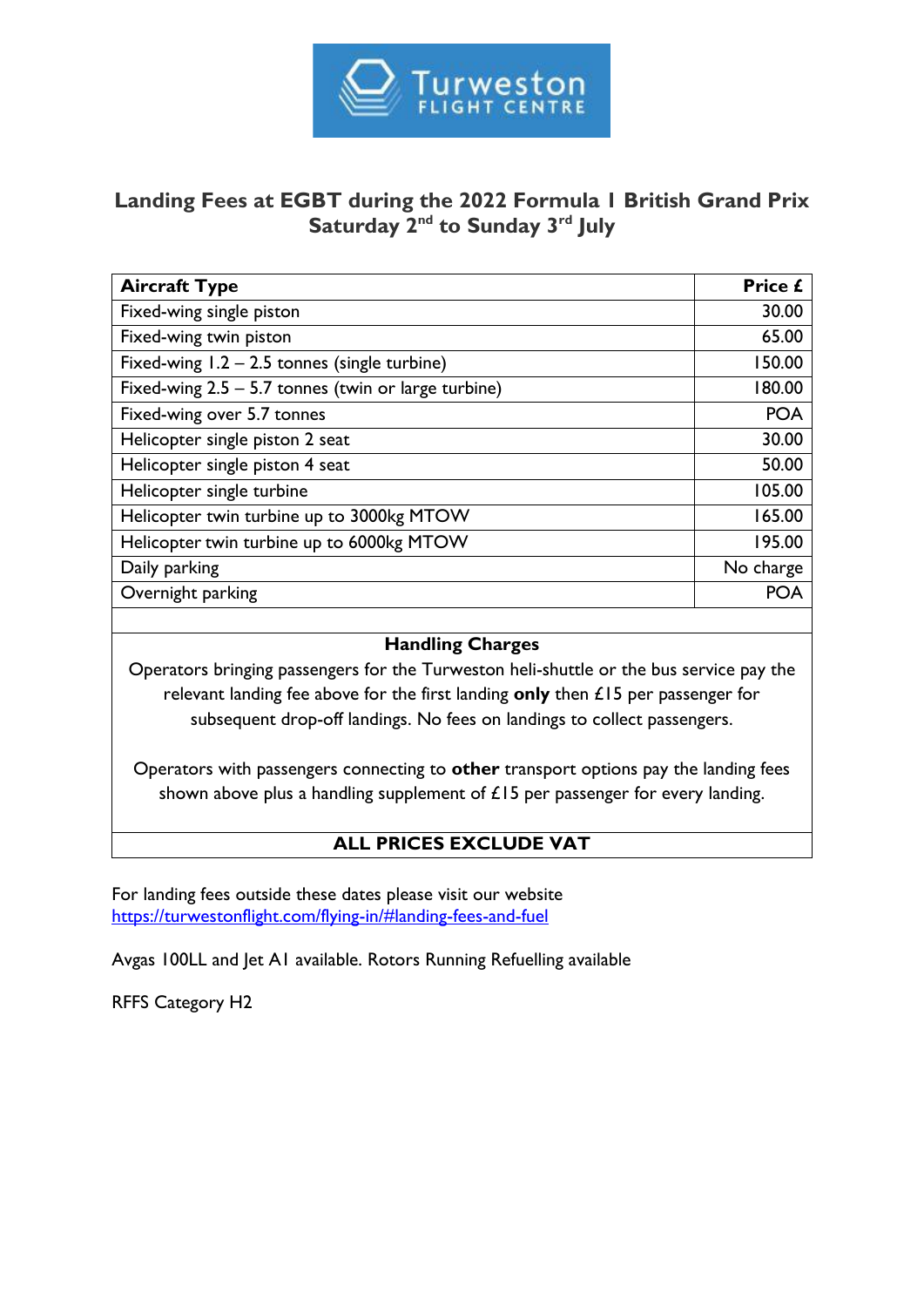Turweston FLIGHT CENTRE

## Landing Fees at EGBT during the 2022 Formula 1 British Grand Prix Saturday 2nd to Sunday 3rd July

| Aircraft Type | Price £ |
|---|---|
| Fixed-wing single piston | 30.00 |
| Fixed-wing twin piston | 65.00 |
| Fixed-wing 1.2 – 2.5 tonnes (single turbine) | 150.00 |
| Fixed-wing 2.5 – 5.7 tonnes (twin or large turbine) | 180.00 |
| Fixed-wing over 5.7 tonnes | POA |
| Helicopter single piston 2 seat | 30.00 |
| Helicopter single piston 4 seat | 50.00 |
| Helicopter single turbine | 105.00 |
| Helicopter twin turbine up to 3000kg MTOW | 165.00 |
| Helicopter twin turbine up to 6000kg MTOW | 195.00 |
| Daily parking | No charge |
| Overnight parking | POA |

**Handling Charges**

Operators bringing passengers for the Turweston heli-shuttle or the bus service pay the relevant landing fee above for the first landing **only** then £15 per passenger for subsequent drop-off landings. No fees on landings to collect passengers.

Operators with passengers connecting to **other** transport options pay the landing fees shown above plus a handling supplement of £15 per passenger for every landing.

**ALL PRICES EXCLUDE VAT**

For landing fees outside these dates please visit our website
https://turwestonflight.com/flying-in/#landing-fees-and-fuel

Avgas 100LL and Jet A1 available. Rotors Running Refuelling available

RFFS Category H2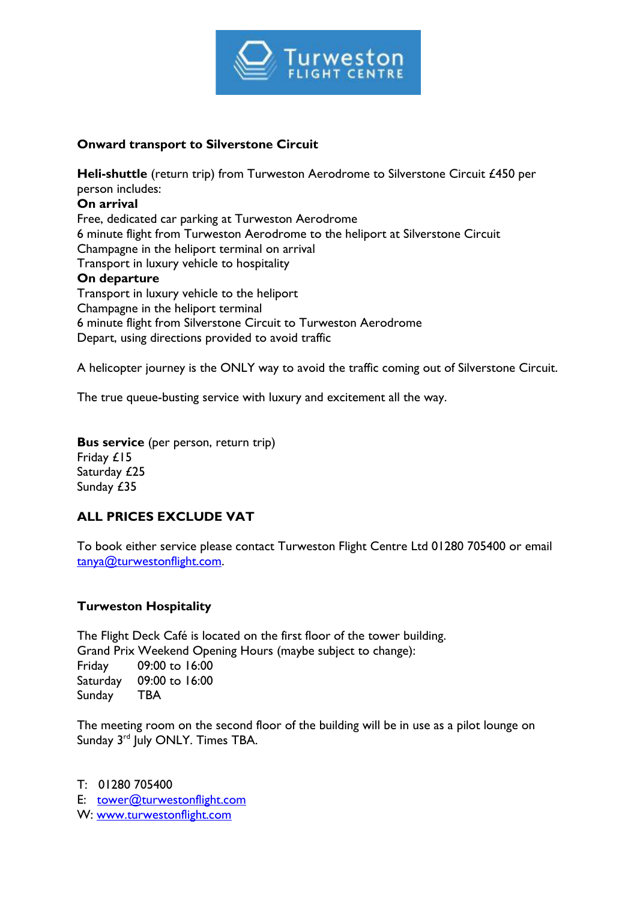Turweston FLIGHT CENTRE

**Onward transport to Silverstone Circuit**

**Heli-shuttle** (return trip) from Turweston Aerodrome to Silverstone Circuit £450 per person includes:

**On arrival**

Free, dedicated car parking at Turweston Aerodrome
6 minute flight from Turweston Aerodrome to the heliport at Silverstone Circuit
Champagne in the heliport terminal on arrival
Transport in luxury vehicle to hospitality

**On departure**

Transport in luxury vehicle to the heliport
Champagne in the heliport terminal
6 minute flight from Silverstone Circuit to Turweston Aerodrome
Depart, using directions provided to avoid traffic

A helicopter journey is the ONLY way to avoid the traffic coming out of Silverstone Circuit.

The true queue-busting service with luxury and excitement all the way.

**Bus service** (per person, return trip)
Friday £15
Saturday £25
Sunday £35

**ALL PRICES EXCLUDE VAT**

To book either service please contact Turweston Flight Centre Ltd 01280 705400 or email tanya@turwestonflight.com.

**Turweston Hospitality**

The Flight Deck Café is located on the first floor of the tower building.
Grand Prix Weekend Opening Hours (maybe subject to change):

| | |
|---|---|
| Friday | 09:00 to 16:00 |
| Saturday | 09:00 to 16:00 |
| Sunday | TBA |

The meeting room on the second floor of the building will be in use as a pilot lounge on Sunday 3rd July ONLY. Times TBA.

T: 01280 705400
E: tower@turwestonflight.com
W: www.turwestonflight.com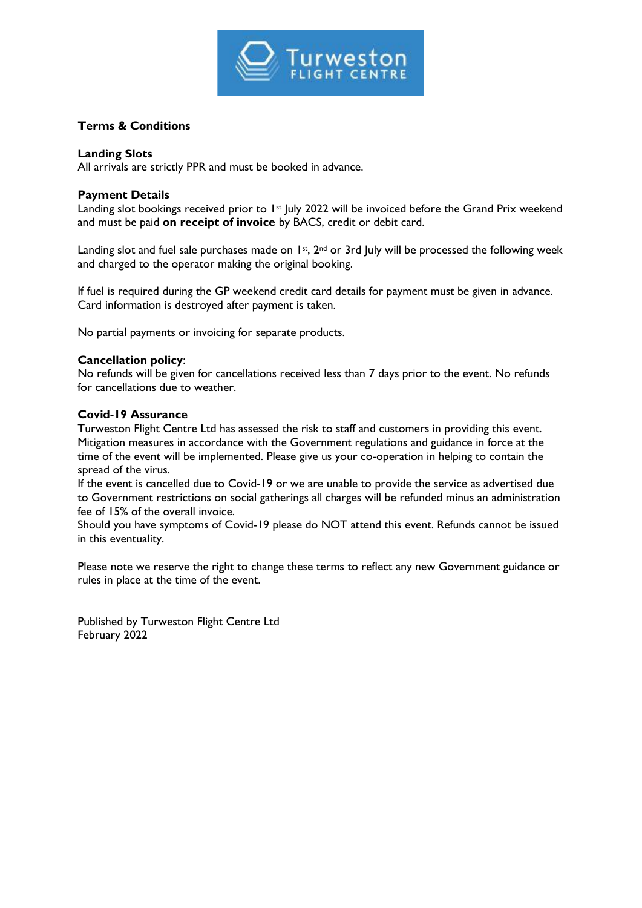**Terms & Conditions**

**Landing Slots**
All arrivals are strictly PPR and must be booked in advance.

**Payment Details**
Landing slot bookings received prior to 1st July 2022 will be invoiced before the Grand Prix weekend and must be paid **on receipt of invoice** by BACS, credit or debit card.

Landing slot and fuel sale purchases made on 1st, 2nd or 3rd July will be processed the following week and charged to the operator making the original booking.

If fuel is required during the GP weekend credit card details for payment must be given in advance. Card information is destroyed after payment is taken.

No partial payments or invoicing for separate products.

**Cancellation policy**:
No refunds will be given for cancellations received less than 7 days prior to the event. No refunds for cancellations due to weather.

**Covid-19 Assurance**
Turweston Flight Centre Ltd has assessed the risk to staff and customers in providing this event. Mitigation measures in accordance with the Government regulations and guidance in force at the time of the event will be implemented. Please give us your co-operation in helping to contain the spread of the virus.
If the event is cancelled due to Covid-19 or we are unable to provide the service as advertised due to Government restrictions on social gatherings all charges will be refunded minus an administration fee of 15% of the overall invoice.
Should you have symptoms of Covid-19 please do NOT attend this event. Refunds cannot be issued in this eventuality.

Please note we reserve the right to change these terms to reflect any new Government guidance or rules in place at the time of the event.

Published by Turweston Flight Centre Ltd
February 2022